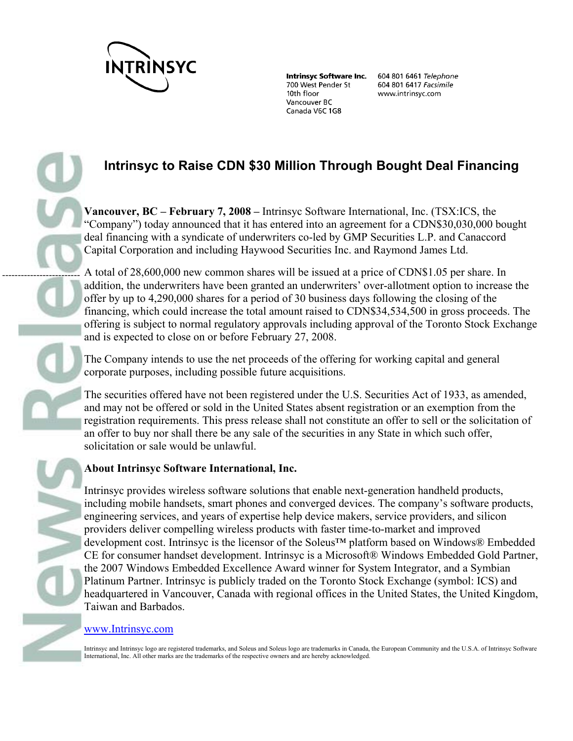INTRINSYC

**Intrinsyc Software Inc.**
700 West Pender St
10th floor
Vancouver BC
Canada V6C 1G8

604 801 6461 *Telephone*
604 801 6417 *Facsimile*
www.intrinsyc.com

# Intrinsyc to Raise CDN $30 Million Through Bought Deal Financing

**Vancouver, BC – February 7, 2008 –** Intrinsyc Software International, Inc. (TSX:ICS, the "Company") today announced that it has entered into an agreement for a CDN$30,030,000 bought deal financing with a syndicate of underwriters co-led by GMP Securities L.P. and Canaccord Capital Corporation and including Haywood Securities Inc. and Raymond James Ltd.

A total of 28,600,000 new common shares will be issued at a price of CDN$1.05 per share. In addition, the underwriters have been granted an underwriters' over-allotment option to increase the offer by up to 4,290,000 shares for a period of 30 business days following the closing of the financing, which could increase the total amount raised to CDN$34,534,500 in gross proceeds. The offering is subject to normal regulatory approvals including approval of the Toronto Stock Exchange and is expected to close on or before February 27, 2008.

The Company intends to use the net proceeds of the offering for working capital and general corporate purposes, including possible future acquisitions.

The securities offered have not been registered under the U.S. Securities Act of 1933, as amended, and may not be offered or sold in the United States absent registration or an exemption from the registration requirements. This press release shall not constitute an offer to sell or the solicitation of an offer to buy nor shall there be any sale of the securities in any State in which such offer, solicitation or sale would be unlawful.

**About Intrinsyc Software International, Inc.**

Intrinsyc provides wireless software solutions that enable next-generation handheld products, including mobile handsets, smart phones and converged devices. The company's software products, engineering services, and years of expertise help device makers, service providers, and silicon providers deliver compelling wireless products with faster time-to-market and improved development cost. Intrinsyc is the licensor of the Soleus™ platform based on Windows® Embedded CE for consumer handset development. Intrinsyc is a Microsoft® Windows Embedded Gold Partner, the 2007 Windows Embedded Excellence Award winner for System Integrator, and a Symbian Platinum Partner. Intrinsyc is publicly traded on the Toronto Stock Exchange (symbol: ICS) and headquartered in Vancouver, Canada with regional offices in the United States, the United Kingdom, Taiwan and Barbados.

www.Intrinsyc.com

Intrinsyc and Intrinsyc logo are registered trademarks, and Soleus and Soleus logo are trademarks in Canada, the European Community and the U.S.A. of Intrinsyc Software International, Inc. All other marks are the trademarks of the respective owners and are hereby acknowledged.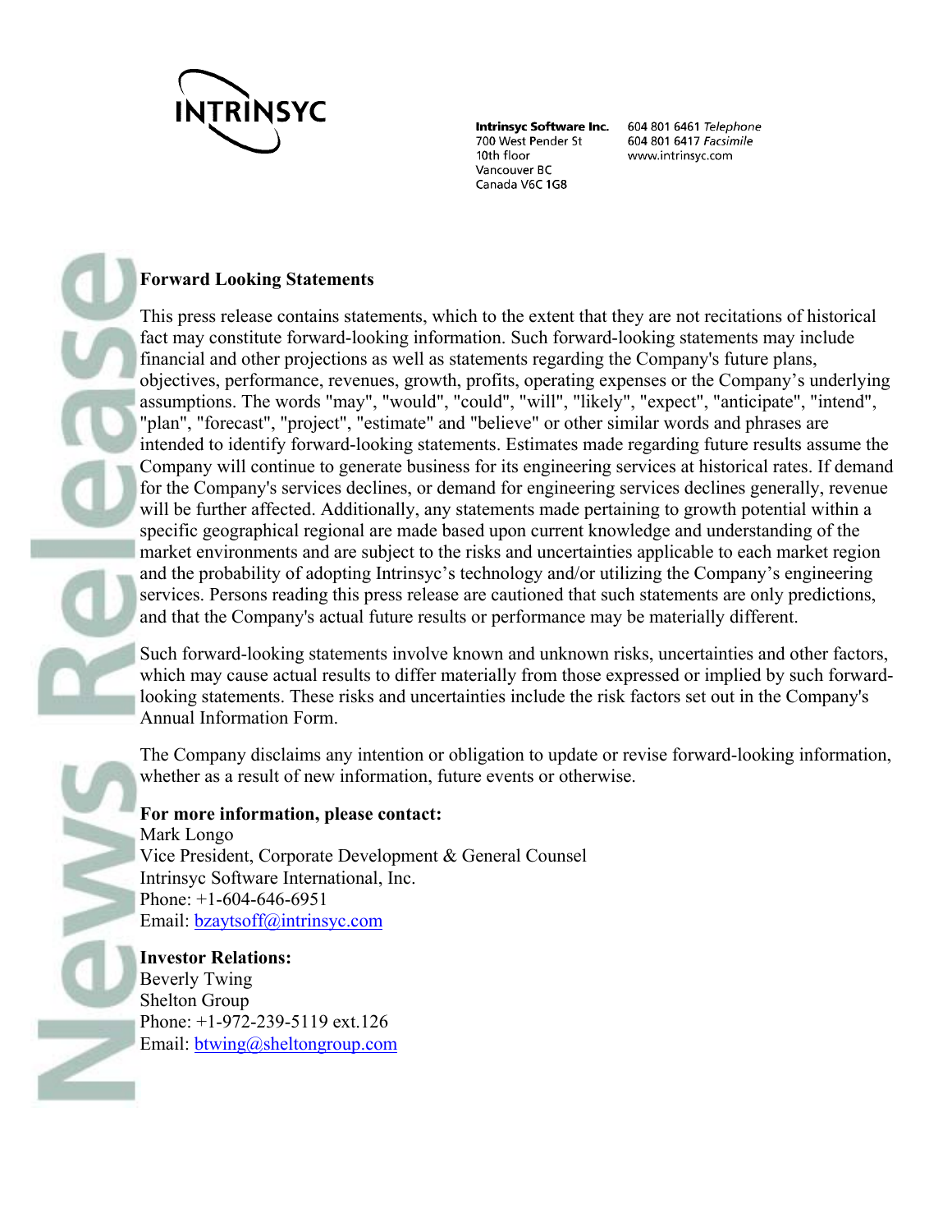**Intrinsyc Software Inc.**
700 West Pender St
10th floor
Vancouver BC
Canada V6C 1G8

604 801 6461 *Telephone*
604 801 6417 *Facsimile*
www.intrinsyc.com

**Forward Looking Statements**

This press release contains statements, which to the extent that they are not recitations of historical fact may constitute forward-looking information. Such forward-looking statements may include financial and other projections as well as statements regarding the Company's future plans, objectives, performance, revenues, growth, profits, operating expenses or the Company's underlying assumptions. The words "may", "would", "could", "will", "likely", "expect", "anticipate", "intend", "plan", "forecast", "project", "estimate" and "believe" or other similar words and phrases are intended to identify forward-looking statements. Estimates made regarding future results assume the Company will continue to generate business for its engineering services at historical rates. If demand for the Company's services declines, or demand for engineering services declines generally, revenue will be further affected. Additionally, any statements made pertaining to growth potential within a specific geographical regional are made based upon current knowledge and understanding of the market environments and are subject to the risks and uncertainties applicable to each market region and the probability of adopting Intrinsyc's technology and/or utilizing the Company's engineering services. Persons reading this press release are cautioned that such statements are only predictions, and that the Company's actual future results or performance may be materially different.

Such forward-looking statements involve known and unknown risks, uncertainties and other factors, which may cause actual results to differ materially from those expressed or implied by such forward-looking statements. These risks and uncertainties include the risk factors set out in the Company's Annual Information Form.

The Company disclaims any intention or obligation to update or revise forward-looking information, whether as a result of new information, future events or otherwise.

**For more information, please contact:**
Mark Longo
Vice President, Corporate Development & General Counsel
Intrinsyc Software International, Inc.
Phone: +1-604-646-6951
Email: bzaytsoff@intrinsyc.com

**Investor Relations:**
Beverly Twing
Shelton Group
Phone: +1-972-239-5119 ext.126
Email: btwing@sheltongroup.com